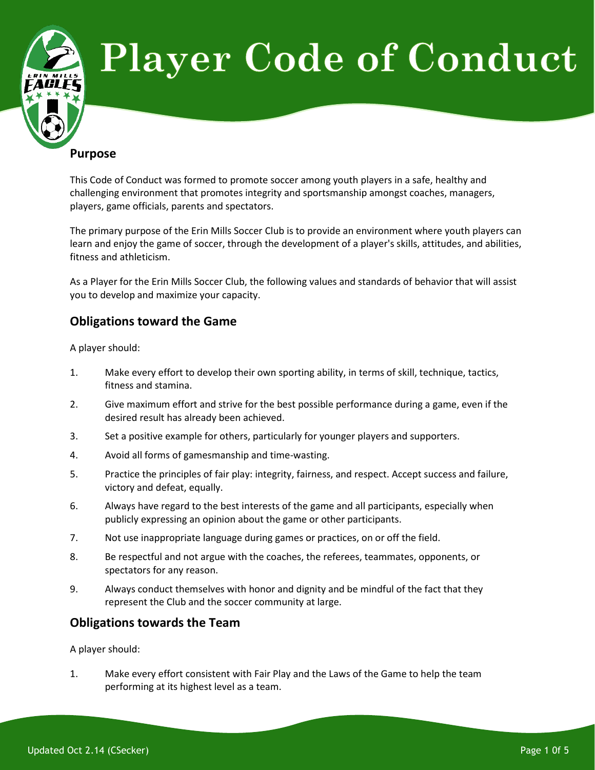# Player Code of Conduct

## Purpose

This Code of Conduct was formed to promote soccer among youth players in a safe, healthy and challenging environment that promotes integrity and sportsmanship amongst coaches, managers, players, game officials, parents and spectators.

The primary purpose of the Erin Mills Soccer Club is to provide an environment where youth players can learn and enjoy the game of soccer, through the development of a player's skills, attitudes, and abilities, fitness and athleticism.

As a Player for the Erin Mills Soccer Club, the following values and standards of behavior that will assist you to develop and maximize your capacity.

## Obligations toward the Game

A player should:

1. Make every effort to develop their own sporting ability, in terms of skill, technique, tactics, fitness and stamina.
2. Give maximum effort and strive for the best possible performance during a game, even if the desired result has already been achieved.
3. Set a positive example for others, particularly for younger players and supporters.
4. Avoid all forms of gamesmanship and time-wasting.
5. Practice the principles of fair play: integrity, fairness, and respect. Accept success and failure, victory and defeat, equally.
6. Always have regard to the best interests of the game and all participants, especially when publicly expressing an opinion about the game or other participants.
7. Not use inappropriate language during games or practices, on or off the field.
8. Be respectful and not argue with the coaches, the referees, teammates, opponents, or spectators for any reason.
9. Always conduct themselves with honor and dignity and be mindful of the fact that they represent the Club and the soccer community at large.

## Obligations towards the Team

A player should:

1. Make every effort consistent with Fair Play and the Laws of the Game to help the team performing at its highest level as a team.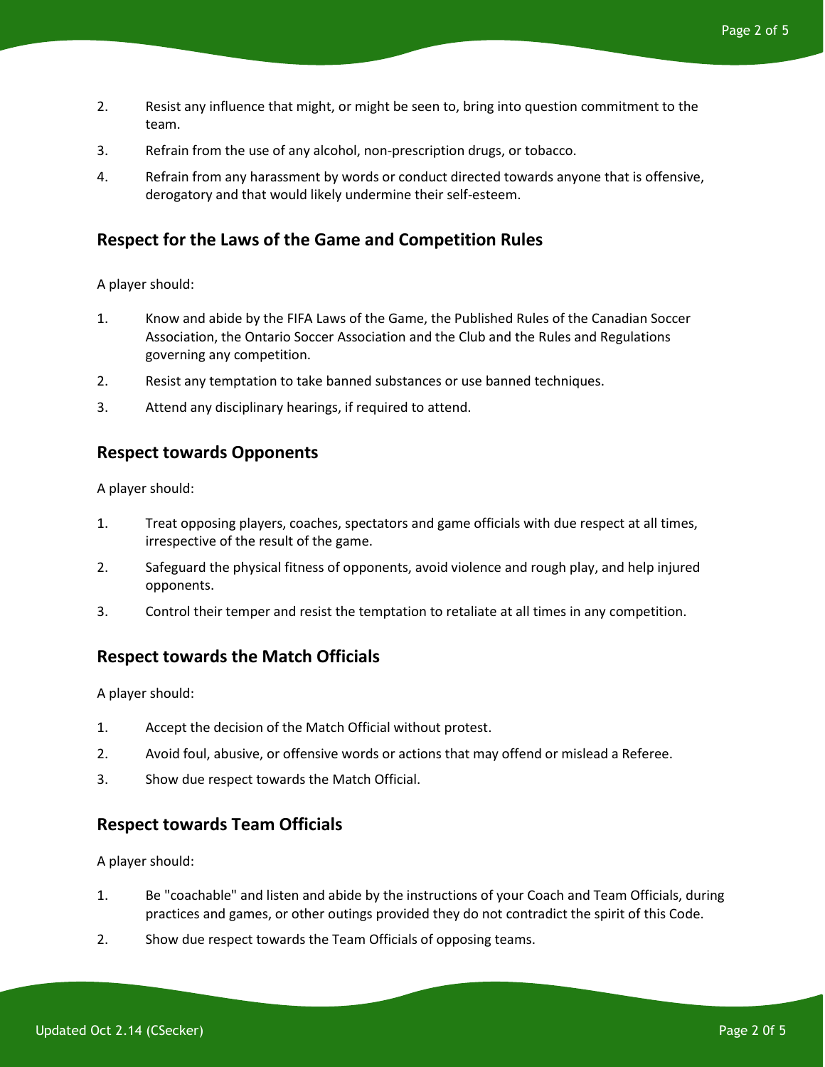2. Resist any influence that might, or might be seen to, bring into question commitment to the team.
3. Refrain from the use of any alcohol, non-prescription drugs, or tobacco.
4. Refrain from any harassment by words or conduct directed towards anyone that is offensive, derogatory and that would likely undermine their self-esteem.

## Respect for the Laws of the Game and Competition Rules

A player should:

1. Know and abide by the FIFA Laws of the Game, the Published Rules of the Canadian Soccer Association, the Ontario Soccer Association and the Club and the Rules and Regulations governing any competition.
2. Resist any temptation to take banned substances or use banned techniques.
3. Attend any disciplinary hearings, if required to attend.

## Respect towards Opponents

A player should:

1. Treat opposing players, coaches, spectators and game officials with due respect at all times, irrespective of the result of the game.
2. Safeguard the physical fitness of opponents, avoid violence and rough play, and help injured opponents.
3. Control their temper and resist the temptation to retaliate at all times in any competition.

## Respect towards the Match Officials

A player should:

1. Accept the decision of the Match Official without protest.
2. Avoid foul, abusive, or offensive words or actions that may offend or mislead a Referee.
3. Show due respect towards the Match Official.

## Respect towards Team Officials

A player should:

1. Be "coachable" and listen and abide by the instructions of your Coach and Team Officials, during practices and games, or other outings provided they do not contradict the spirit of this Code.
2. Show due respect towards the Team Officials of opposing teams.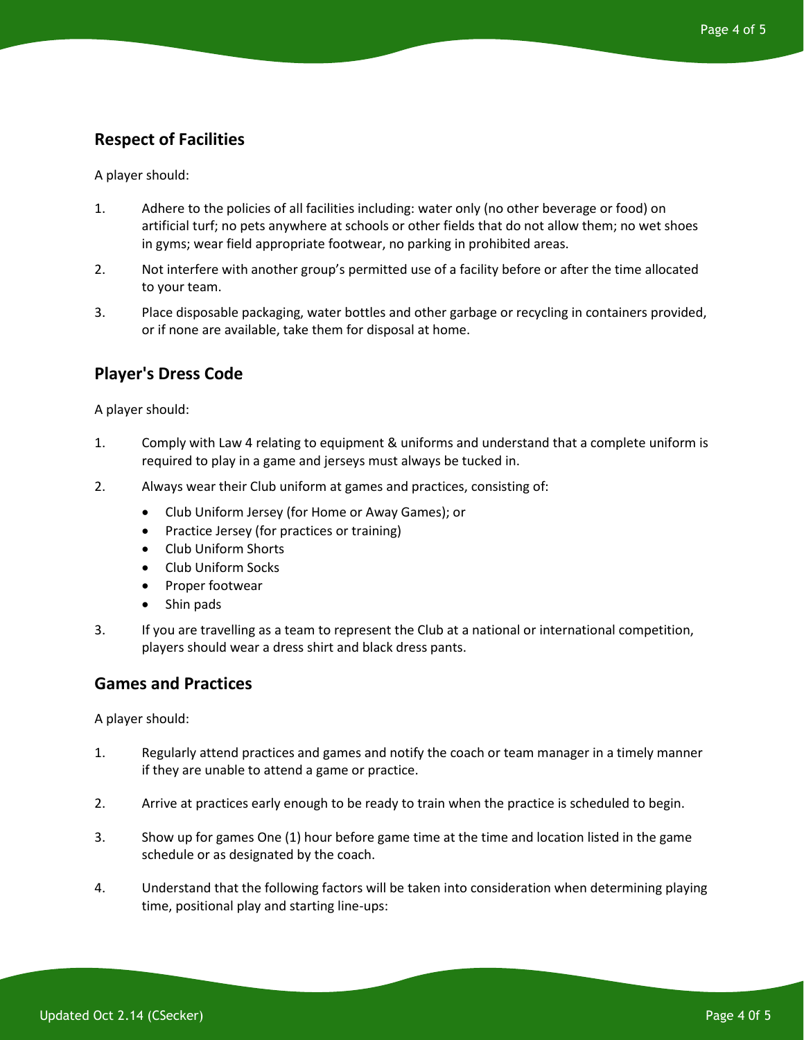## Respect of Facilities

A player should:

1. Adhere to the policies of all facilities including: water only (no other beverage or food) on artificial turf; no pets anywhere at schools or other fields that do not allow them; no wet shoes in gyms; wear field appropriate footwear, no parking in prohibited areas.
2. Not interfere with another group's permitted use of a facility before or after the time allocated to your team.
3. Place disposable packaging, water bottles and other garbage or recycling in containers provided, or if none are available, take them for disposal at home.

## Player's Dress Code

A player should:

1. Comply with Law 4 relating to equipment & uniforms and understand that a complete uniform is required to play in a game and jerseys must always be tucked in.
2. Always wear their Club uniform at games and practices, consisting of:
   - Club Uniform Jersey (for Home or Away Games); or
   - Practice Jersey (for practices or training)
   - Club Uniform Shorts
   - Club Uniform Socks
   - Proper footwear
   - Shin pads
3. If you are travelling as a team to represent the Club at a national or international competition, players should wear a dress shirt and black dress pants.

## Games and Practices

A player should:

1. Regularly attend practices and games and notify the coach or team manager in a timely manner if they are unable to attend a game or practice.
2. Arrive at practices early enough to be ready to train when the practice is scheduled to begin.
3. Show up for games One (1) hour before game time at the time and location listed in the game schedule or as designated by the coach.
4. Understand that the following factors will be taken into consideration when determining playing time, positional play and starting line-ups: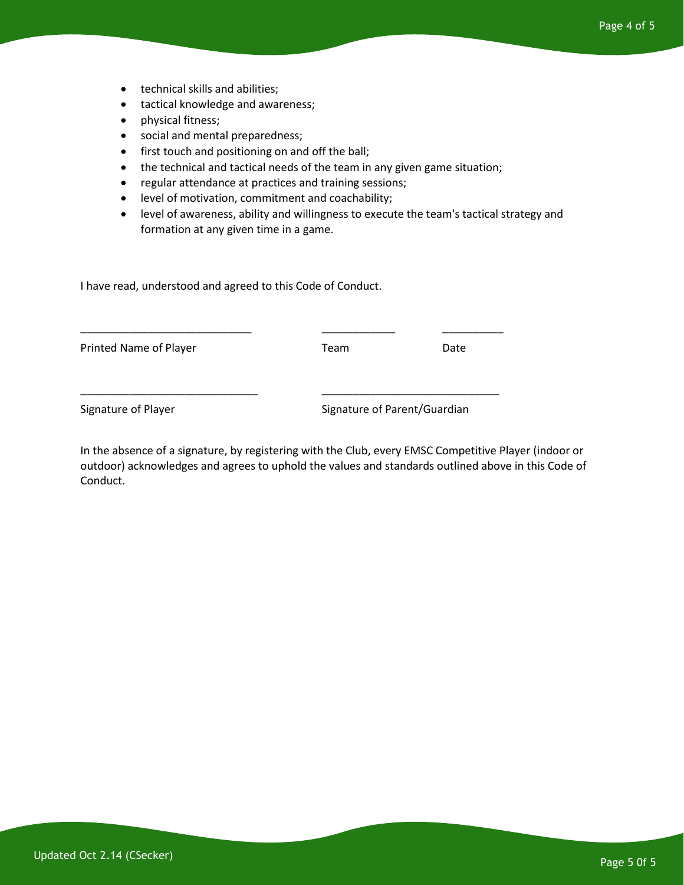- technical skills and abilities;
- tactical knowledge and awareness;
- physical fitness;
- social and mental preparedness;
- first touch and positioning on and off the ball;
- the technical and tactical needs of the team in any given game situation;
- regular attendance at practices and training sessions;
- level of motivation, commitment and coachability;
- level of awareness, ability and willingness to execute the team's tactical strategy and formation at any given time in a game.

I have read, understood and agreed to this Code of Conduct.

| | | |
|---|---|---|
| ____________________________ | ____________ | __________ |
| Printed Name of Player | Team | Date |

| | |
|---|---|
| _____________________________ | _____________________________ |
| Signature of Player | Signature of Parent/Guardian |

In the absence of a signature, by registering with the Club, every EMSC Competitive Player (indoor or outdoor) acknowledges and agrees to uphold the values and standards outlined above in this Code of Conduct.

Updated Oct 2.14 (CSecker)